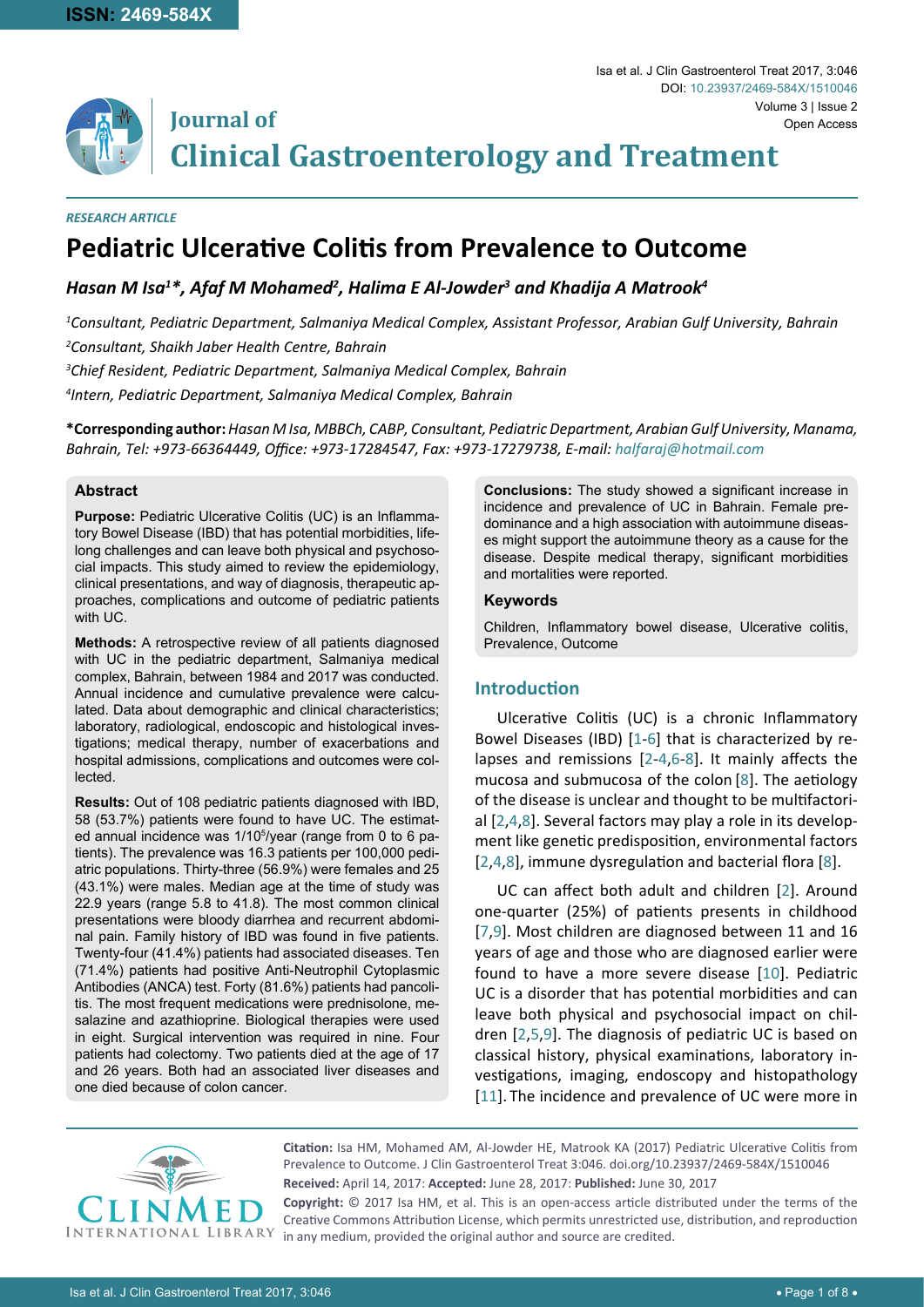ISSN: 2469-584X

Isa et al. J Clin Gastroenterol Treat 2017, 3:046

DOI: 10.23937/2469-584X/1510046

Volume 3 | Issue 2

Open Access

# Journal of Clinical Gastroenterology and Treatment

*RESEARCH ARTICLE*

# Pediatric Ulcerative Colitis from Prevalence to Outcome

***Hasan M Isa[1]\*, Afaf M Mohamed[2], Halima E Al-Jowder[3] and Khadija A Matrook[4]***

*[1]Consultant, Pediatric Department, Salmaniya Medical Complex, Assistant Professor, Arabian Gulf University, Bahrain*

*[2]Consultant, Shaikh Jaber Health Centre, Bahrain*

*[3]Chief Resident, Pediatric Department, Salmaniya Medical Complex, Bahrain*

*[4]Intern, Pediatric Department, Salmaniya Medical Complex, Bahrain*

**\*Corresponding author:** *Hasan M Isa, MBBCh, CABP, Consultant, Pediatric Department, Arabian Gulf University, Manama, Bahrain, Tel: +973-66364449, Office: +973-17284547, Fax: +973-17279738, E-mail: halfaraj@hotmail.com*

## Abstract

**Purpose:** Pediatric Ulcerative Colitis (UC) is an Inflammatory Bowel Disease (IBD) that has potential morbidities, lifelong challenges and can leave both physical and psychosocial impacts. This study aimed to review the epidemiology, clinical presentations, and way of diagnosis, therapeutic approaches, complications and outcome of pediatric patients with UC.

**Methods:** A retrospective review of all patients diagnosed with UC in the pediatric department, Salmaniya medical complex, Bahrain, between 1984 and 2017 was conducted. Annual incidence and cumulative prevalence were calculated. Data about demographic and clinical characteristics; laboratory, radiological, endoscopic and histological investigations; medical therapy, number of exacerbations and hospital admissions, complications and outcomes were collected.

**Results:** Out of 108 pediatric patients diagnosed with IBD, 58 (53.7%) patients were found to have UC. The estimated annual incidence was $1/10^5$/year (range from 0 to 6 patients). The prevalence was 16.3 patients per 100,000 pediatric populations. Thirty-three (56.9%) were females and 25 (43.1%) were males. Median age at the time of study was 22.9 years (range 5.8 to 41.8). The most common clinical presentations were bloody diarrhea and recurrent abdominal pain. Family history of IBD was found in five patients. Twenty-four (41.4%) patients had associated diseases. Ten (71.4%) patients had positive Anti-Neutrophil Cytoplasmic Antibodies (ANCA) test. Forty (81.6%) patients had pancolitis. The most frequent medications were prednisolone, mesalazine and azathioprine. Biological therapies were used in eight. Surgical intervention was required in nine. Four patients had colectomy. Two patients died at the age of 17 and 26 years. Both had an associated liver diseases and one died because of colon cancer.

**Conclusions:** The study showed a significant increase in incidence and prevalence of UC in Bahrain. Female predominance and a high association with autoimmune diseases might support the autoimmune theory as a cause for the disease. Despite medical therapy, significant morbidities and mortalities were reported.

## Keywords

Children, Inflammatory bowel disease, Ulcerative colitis, Prevalence, Outcome

## Introduction

Ulcerative Colitis (UC) is a chronic Inflammatory Bowel Diseases (IBD) [1-6] that is characterized by relapses and remissions [2-4,6-8]. It mainly affects the mucosa and submucosa of the colon [8]. The aetiology of the disease is unclear and thought to be multifactorial [2,4,8]. Several factors may play a role in its development like genetic predisposition, environmental factors [2,4,8], immune dysregulation and bacterial flora [8].

UC can affect both adult and children [2]. Around one-quarter (25%) of patients presents in childhood [7,9]. Most children are diagnosed between 11 and 16 years of age and those who are diagnosed earlier were found to have a more severe disease [10]. Pediatric UC is a disorder that has potential morbidities and can leave both physical and psychosocial impact on children [2,5,9]. The diagnosis of pediatric UC is based on classical history, physical examinations, laboratory investigations, imaging, endoscopy and histopathology [11]. The incidence and prevalence of UC were more in

**Citation:** Isa HM, Mohamed AM, Al-Jowder HE, Matrook KA (2017) Pediatric Ulcerative Colitis from Prevalence to Outcome. J Clin Gastroenterol Treat 3:046. doi.org/10.23937/2469-584X/1510046

**Received:** April 14, 2017: **Accepted:** June 28, 2017: **Published:** June 30, 2017

**Copyright:** © 2017 Isa HM, et al. This is an open-access article distributed under the terms of the Creative Commons Attribution License, which permits unrestricted use, distribution, and reproduction in any medium, provided the original author and source are credited.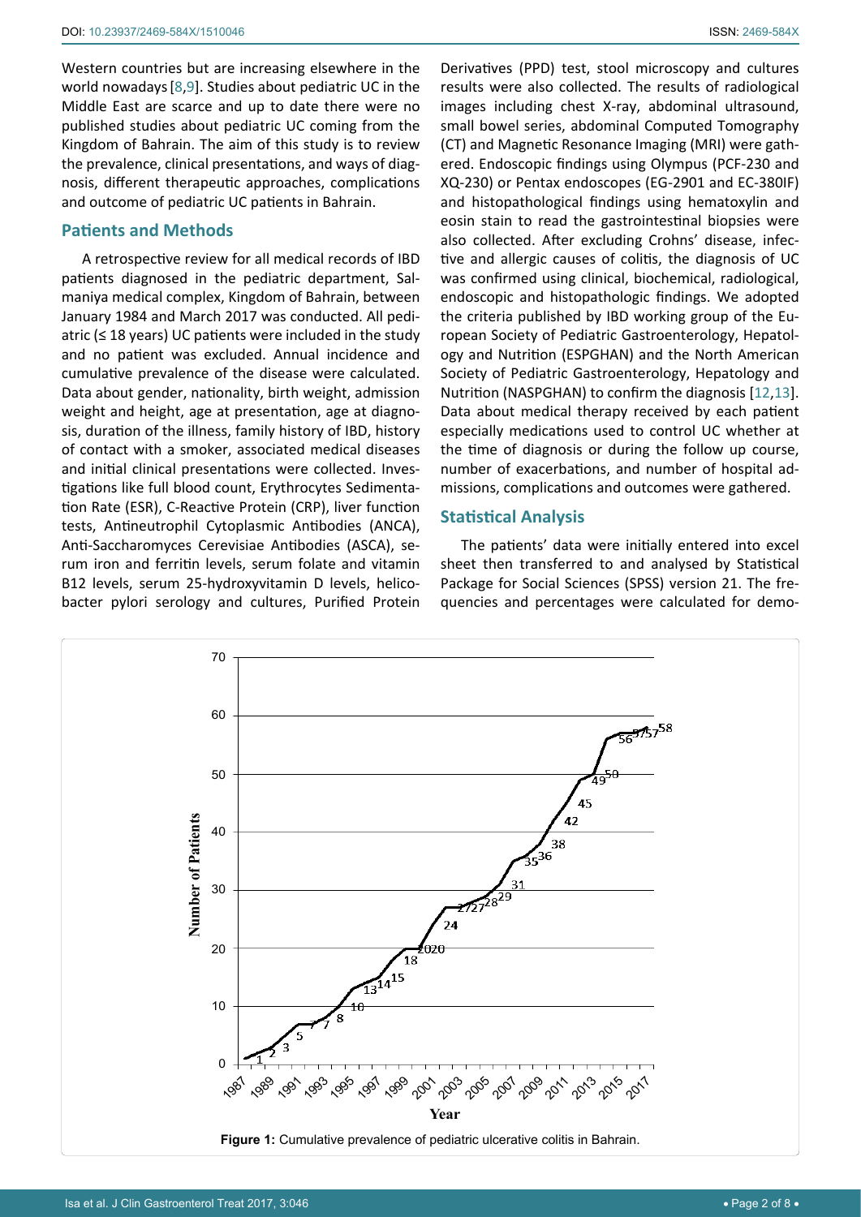Western countries but are increasing elsewhere in the world nowadays [8,9]. Studies about pediatric UC in the Middle East are scarce and up to date there were no published studies about pediatric UC coming from the Kingdom of Bahrain. The aim of this study is to review the prevalence, clinical presentations, and ways of diagnosis, different therapeutic approaches, complications and outcome of pediatric UC patients in Bahrain.

## Patients and Methods

A retrospective review for all medical records of IBD patients diagnosed in the pediatric department, Salmaniya medical complex, Kingdom of Bahrain, between January 1984 and March 2017 was conducted. All pediatric (≤ 18 years) UC patients were included in the study and no patient was excluded. Annual incidence and cumulative prevalence of the disease were calculated. Data about gender, nationality, birth weight, admission weight and height, age at presentation, age at diagnosis, duration of the illness, family history of IBD, history of contact with a smoker, associated medical diseases and initial clinical presentations were collected. Investigations like full blood count, Erythrocytes Sedimentation Rate (ESR), C-Reactive Protein (CRP), liver function tests, Antineutrophil Cytoplasmic Antibodies (ANCA), Anti-Saccharomyces Cerevisiae Antibodies (ASCA), serum iron and ferritin levels, serum folate and vitamin B12 levels, serum 25-hydroxyvitamin D levels, helicobacter pylori serology and cultures, Purified Protein Derivatives (PPD) test, stool microscopy and cultures results were also collected. The results of radiological images including chest X-ray, abdominal ultrasound, small bowel series, abdominal Computed Tomography (CT) and Magnetic Resonance Imaging (MRI) were gathered. Endoscopic findings using Olympus (PCF-230 and XQ-230) or Pentax endoscopes (EG-2901 and EC-380IF) and histopathological findings using hematoxylin and eosin stain to read the gastrointestinal biopsies were also collected. After excluding Crohns' disease, infective and allergic causes of colitis, the diagnosis of UC was confirmed using clinical, biochemical, radiological, endoscopic and histopathologic findings. We adopted the criteria published by IBD working group of the European Society of Pediatric Gastroenterology, Hepatology and Nutrition (ESPGHAN) and the North American Society of Pediatric Gastroenterology, Hepatology and Nutrition (NASPGHAN) to confirm the diagnosis [12,13]. Data about medical therapy received by each patient especially medications used to control UC whether at the time of diagnosis or during the follow up course, number of exacerbations, and number of hospital admissions, complications and outcomes were gathered.

## Statistical Analysis

The patients' data were initially entered into excel sheet then transferred to and analysed by Statistical Package for Social Sciences (SPSS) version 21. The frequencies and percentages were calculated for demo-

**Figure 1:** Cumulative prevalence of pediatric ulcerative colitis in Bahrain.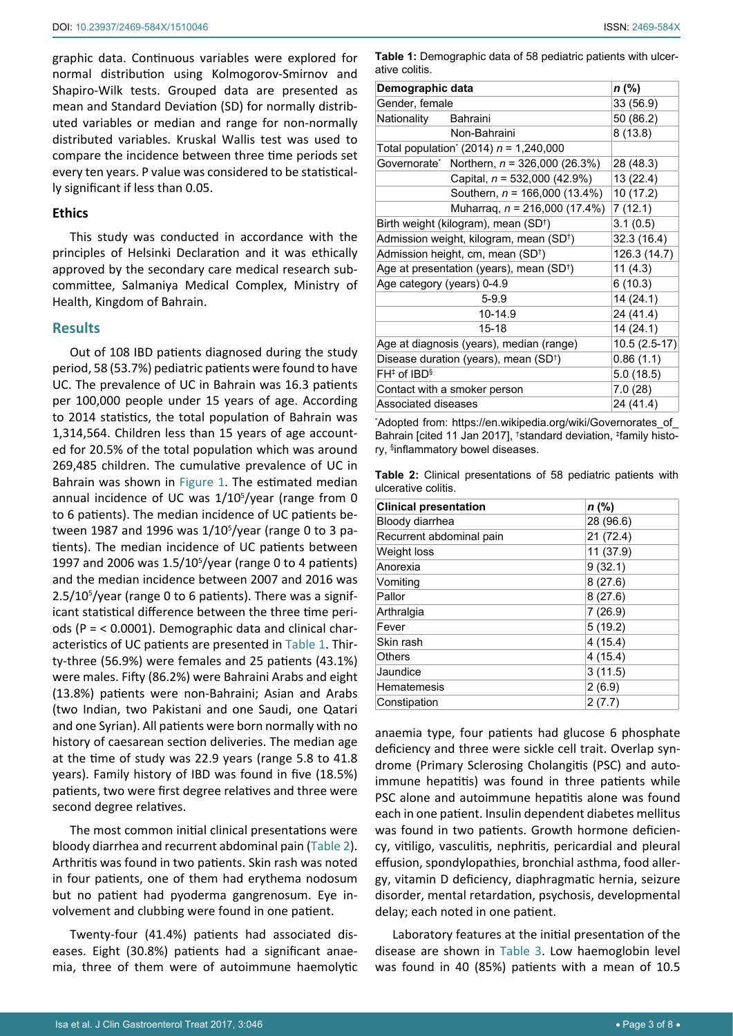graphic data. Continuous variables were explored for normal distribution using Kolmogorov-Smirnov and Shapiro-Wilk tests. Grouped data are presented as mean and Standard Deviation (SD) for normally distributed variables or median and range for non-normally distributed variables. Kruskal Wallis test was used to compare the incidence between three time periods set every ten years. P value was considered to be statistically significant if less than 0.05.

### Ethics

This study was conducted in accordance with the principles of Helsinki Declaration and it was ethically approved by the secondary care medical research subcommittee, Salmaniya Medical Complex, Ministry of Health, Kingdom of Bahrain.

## Results

Out of 108 IBD patients diagnosed during the study period, 58 (53.7%) pediatric patients were found to have UC. The prevalence of UC in Bahrain was 16.3 patients per 100,000 people under 15 years of age. According to 2014 statistics, the total population of Bahrain was 1,314,564. Children less than 15 years of age accounted for 20.5% of the total population which was around 269,485 children. The cumulative prevalence of UC in Bahrain was shown in Figure 1. The estimated median annual incidence of UC was $1/10^5$/year (range from 0 to 6 patients). The median incidence of UC patients between 1987 and 1996 was $1/10^5$/year (range 0 to 3 patients). The median incidence of UC patients between 1997 and 2006 was $1.5/10^5$/year (range 0 to 4 patients) and the median incidence between 2007 and 2016 was $2.5/10^5$/year (range 0 to 6 patients). There was a significant statistical difference between the three time periods (P = < 0.0001). Demographic data and clinical characteristics of UC patients are presented in Table 1. Thirty-three (56.9%) were females and 25 patients (43.1%) were males. Fifty (86.2%) were Bahraini Arabs and eight (13.8%) patients were non-Bahraini; Asian and Arabs (two Indian, two Pakistani and one Saudi, one Qatari and one Syrian). All patients were born normally with no history of caesarean section deliveries. The median age at the time of study was 22.9 years (range 5.8 to 41.8 years). Family history of IBD was found in five (18.5%) patients, two were first degree relatives and three were second degree relatives.

The most common initial clinical presentations were bloody diarrhea and recurrent abdominal pain (Table 2). Arthritis was found in two patients. Skin rash was noted in four patients, one of them had erythema nodosum but no patient had pyoderma gangrenosum. Eye involvement and clubbing were found in one patient.

Twenty-four (41.4%) patients had associated diseases. Eight (30.8%) patients had a significant anaemia, three of them were of autoimmune haemolytic anaemia type, four patients had glucose 6 phosphate deficiency and three were sickle cell trait. Overlap syndrome (Primary Sclerosing Cholangitis (PSC) and autoimmune hepatitis) was found in three patients while PSC alone and autoimmune hepatitis alone was found each in one patient. Insulin dependent diabetes mellitus was found in two patients. Growth hormone deficiency, vitiligo, vasculitis, nephritis, pericardial and pleural effusion, spondylopathies, bronchial asthma, food allergy, vitamin D deficiency, diaphragmatic hernia, seizure disorder, mental retardation, psychosis, developmental delay; each noted in one patient.

Laboratory features at the initial presentation of the disease are shown in Table 3. Low haemoglobin level was found in 40 (85%) patients with a mean of 10.5

**Table 1:** Demographic data of 58 pediatric patients with ulcerative colitis.

| Demographic data | | n (%) |
|---|---|---|
| Gender, female | | 33 (56.9) |
| Nationality | Bahraini | 50 (86.2) |
| | Non-Bahraini | 8 (13.8) |
| Total population* (2014) n = 1,240,000 | | |
| Governorate* | Northern, n = 326,000 (26.3%) | 28 (48.3) |
| | Capital, n = 532,000 (42.9%) | 13 (22.4) |
| | Southern, n = 166,000 (13.4%) | 10 (17.2) |
| | Muharraq, n = 216,000 (17.4%) | 7 (12.1) |
| Birth weight (kilogram), mean (SD†) | | 3.1 (0.5) |
| Admission weight, kilogram, mean (SD†) | | 32.3 (16.4) |
| Admission height, cm, mean (SD†) | | 126.3 (14.7) |
| Age at presentation (years), mean (SD†) | | 11 (4.3) |
| Age category (years) 0-4.9 | | 6 (10.3) |
| 5-9.9 | | 14 (24.1) |
| 10-14.9 | | 24 (41.4) |
| 15-18 | | 14 (24.1) |
| Age at diagnosis (years), median (range) | | 10.5 (2.5-17) |
| Disease duration (years), mean (SD†) | | 0.86 (1.1) |
| FH‡ of IBD§ | | 5.0 (18.5) |
| Contact with a smoker person | | 7.0 (28) |
| Associated diseases | | 24 (41.4) |

*Adopted from: https://en.wikipedia.org/wiki/Governorates_of_Bahrain [cited 11 Jan 2017], †standard deviation, ‡family history, §inflammatory bowel diseases.

**Table 2:** Clinical presentations of 58 pediatric patients with ulcerative colitis.

| Clinical presentation | n (%) |
|---|---|
| Bloody diarrhea | 28 (96.6) |
| Recurrent abdominal pain | 21 (72.4) |
| Weight loss | 11 (37.9) |
| Anorexia | 9 (32.1) |
| Vomiting | 8 (27.6) |
| Pallor | 8 (27.6) |
| Arthralgia | 7 (26.9) |
| Fever | 5 (19.2) |
| Skin rash | 4 (15.4) |
| Others | 4 (15.4) |
| Jaundice | 3 (11.5) |
| Hematemesis | 2 (6.9) |
| Constipation | 2 (7.7) |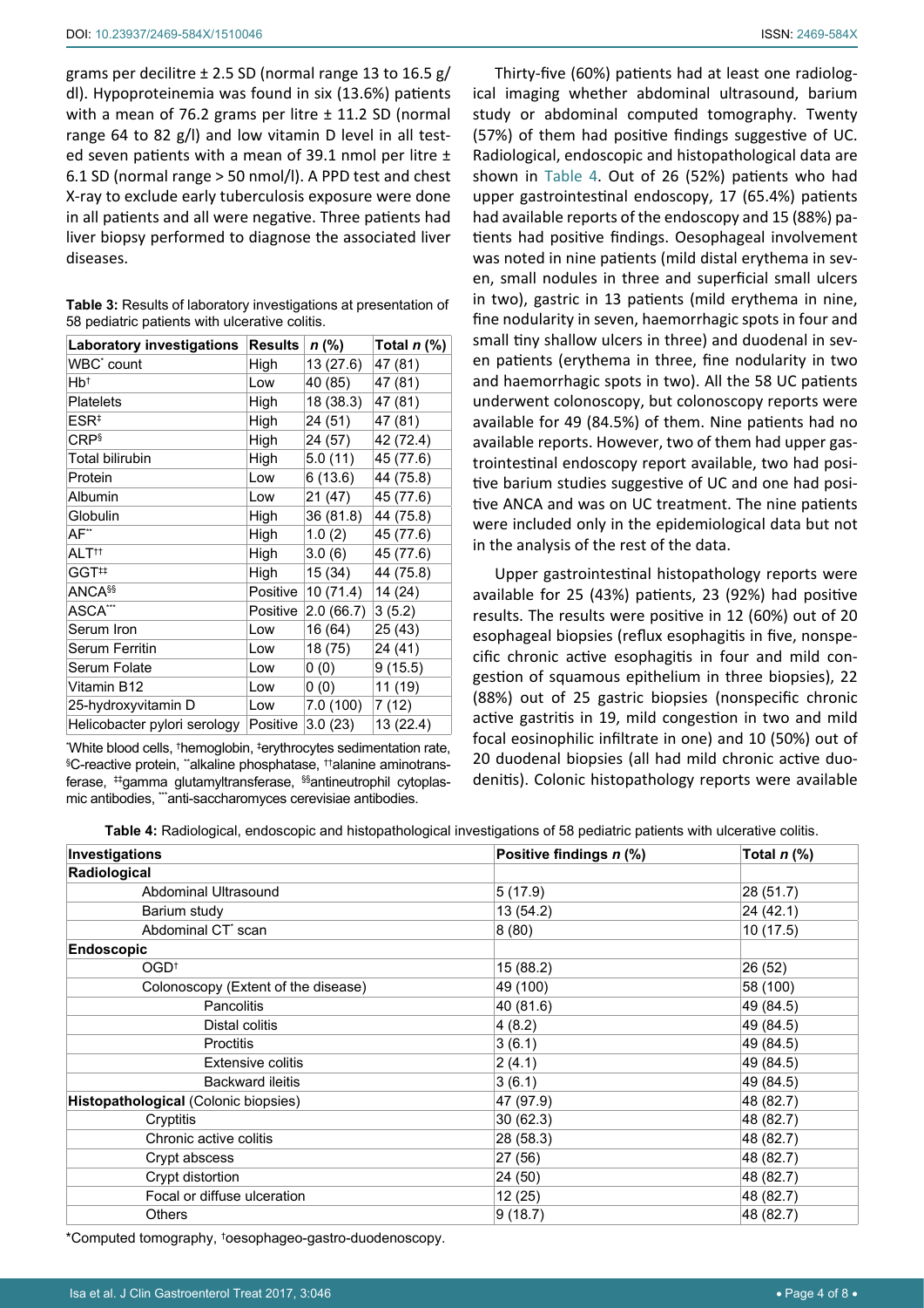grams per decilitre ± 2.5 SD (normal range 13 to 16.5 g/dl). Hypoproteinemia was found in six (13.6%) patients with a mean of 76.2 grams per litre ± 11.2 SD (normal range 64 to 82 g/l) and low vitamin D level in all tested seven patients with a mean of 39.1 nmol per litre ± 6.1 SD (normal range > 50 nmol/l). A PPD test and chest X-ray to exclude early tuberculosis exposure were done in all patients and all were negative. Three patients had liver biopsy performed to diagnose the associated liver diseases.

**Table 3:** Results of laboratory investigations at presentation of 58 pediatric patients with ulcerative colitis.

| Laboratory investigations | Results | *n* (%) | Total *n* (%) |
|---|---|---|---|
| WBC* count | High | 13 (27.6) | 47 (81) |
| Hb† | Low | 40 (85) | 47 (81) |
| Platelets | High | 18 (38.3) | 47 (81) |
| ESR‡ | High | 24 (51) | 47 (81) |
| CRP§ | High | 24 (57) | 42 (72.4) |
| Total bilirubin | High | 5.0 (11) | 45 (77.6) |
| Protein | Low | 6 (13.6) | 44 (75.8) |
| Albumin | Low | 21 (47) | 45 (77.6) |
| Globulin | High | 36 (81.8) | 44 (75.8) |
| AF** | High | 1.0 (2) | 45 (77.6) |
| ALT†† | High | 3.0 (6) | 45 (77.6) |
| GGT‡‡ | High | 15 (34) | 44 (75.8) |
| ANCA§§ | Positive | 10 (71.4) | 14 (24) |
| ASCA*** | Positive | 2.0 (66.7) | 3 (5.2) |
| Serum Iron | Low | 16 (64) | 25 (43) |
| Serum Ferritin | Low | 18 (75) | 24 (41) |
| Serum Folate | Low | 0 (0) | 9 (15.5) |
| Vitamin B12 | Low | 0 (0) | 11 (19) |
| 25-hydroxyvitamin D | Low | 7.0 (100) | 7 (12) |
| Helicobacter pylori serology | Positive | 3.0 (23) | 13 (22.4) |

*White blood cells, †hemoglobin, ‡erythrocytes sedimentation rate, §C-reactive protein, **alkaline phosphatase, ††alanine aminotransferase, ‡‡gamma glutamyltransferase, §§antineutrophil cytoplasmic antibodies, ***anti-saccharomyces cerevisiae antibodies.

Thirty-five (60%) patients had at least one radiological imaging whether abdominal ultrasound, barium study or abdominal computed tomography. Twenty (57%) of them had positive findings suggestive of UC. Radiological, endoscopic and histopathological data are shown in Table 4. Out of 26 (52%) patients who had upper gastrointestinal endoscopy, 17 (65.4%) patients had available reports of the endoscopy and 15 (88%) patients had positive findings. Oesophageal involvement was noted in nine patients (mild distal erythema in seven, small nodules in three and superficial small ulcers in two), gastric in 13 patients (mild erythema in nine, fine nodularity in seven, haemorrhagic spots in four and small tiny shallow ulcers in three) and duodenal in seven patients (erythema in three, fine nodularity in two and haemorrhagic spots in two). All the 58 UC patients underwent colonoscopy, but colonoscopy reports were available for 49 (84.5%) of them. Nine patients had no available reports. However, two of them had upper gastrointestinal endoscopy report available, two had positive barium studies suggestive of UC and one had positive ANCA and was on UC treatment. The nine patients were included only in the epidemiological data but not in the analysis of the rest of the data.

Upper gastrointestinal histopathology reports were available for 25 (43%) patients, 23 (92%) had positive results. The results were positive in 12 (60%) out of 20 esophageal biopsies (reflux esophagitis in five, nonspecific chronic active esophagitis in four and mild congestion of squamous epithelium in three biopsies), 22 (88%) out of 25 gastric biopsies (nonspecific chronic active gastritis in 19, mild congestion in two and mild focal eosinophilic infiltrate in one) and 10 (50%) out of 20 duodenal biopsies (all had mild chronic active duodenitis). Colonic histopathology reports were available

**Table 4:** Radiological, endoscopic and histopathological investigations of 58 pediatric patients with ulcerative colitis.

| Investigations | Positive findings *n* (%) | Total *n* (%) |
|---|---|---|
| **Radiological** | | |
| Abdominal Ultrasound | 5 (17.9) | 28 (51.7) |
| Barium study | 13 (54.2) | 24 (42.1) |
| Abdominal CT* scan | 8 (80) | 10 (17.5) |
| **Endoscopic** | | |
| OGD† | 15 (88.2) | 26 (52) |
| Colonoscopy (Extent of the disease) | 49 (100) | 58 (100) |
| Pancolitis | 40 (81.6) | 49 (84.5) |
| Distal colitis | 4 (8.2) | 49 (84.5) |
| Proctitis | 3 (6.1) | 49 (84.5) |
| Extensive colitis | 2 (4.1) | 49 (84.5) |
| Backward ileitis | 3 (6.1) | 49 (84.5) |
| **Histopathological** (Colonic biopsies) | 47 (97.9) | 48 (82.7) |
| Cryptitis | 30 (62.3) | 48 (82.7) |
| Chronic active colitis | 28 (58.3) | 48 (82.7) |
| Crypt abscess | 27 (56) | 48 (82.7) |
| Crypt distortion | 24 (50) | 48 (82.7) |
| Focal or diffuse ulceration | 12 (25) | 48 (82.7) |
| Others | 9 (18.7) | 48 (82.7) |

*Computed tomography, †oesophageo-gastro-duodenoscopy.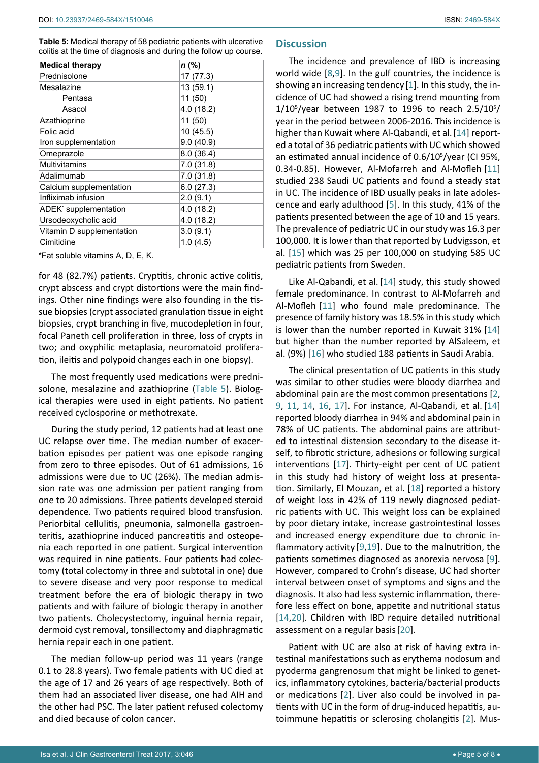**Table 5:** Medical therapy of 58 pediatric patients with ulcerative colitis at the time of diagnosis and during the follow up course.

| Medical therapy | *n* (%) |
|---|---|
| Prednisolone | 17 (77.3) |
| Mesalazine | 13 (59.1) |
| Pentasa | 11 (50) |
| Asacol | 4.0 (18.2) |
| Azathioprine | 11 (50) |
| Folic acid | 10 (45.5) |
| Iron supplementation | 9.0 (40.9) |
| Omeprazole | 8.0 (36.4) |
| Multivitamins | 7.0 (31.8) |
| Adalimumab | 7.0 (31.8) |
| Calcium supplementation | 6.0 (27.3) |
| Infliximab infusion | 2.0 (9.1) |
| ADEK* supplementation | 4.0 (18.2) |
| Ursodeoxycholic acid | 4.0 (18.2) |
| Vitamin D supplementation | 3.0 (9.1) |
| Cimitidine | 1.0 (4.5) |

*Fat soluble vitamins A, D, E, K.

for 48 (82.7%) patients. Cryptitis, chronic active colitis, crypt abscess and crypt distortions were the main findings. Other nine findings were also founding in the tissue biopsies (crypt associated granulation tissue in eight biopsies, crypt branching in five, mucodepletion in four, focal Paneth cell proliferation in three, loss of crypts in two; and oxyphilic metaplasia, neuromatoid proliferation, ileitis and polypoid changes each in one biopsy).

The most frequently used medications were prednisolone, mesalazine and azathioprine (Table 5). Biological therapies were used in eight patients. No patient received cyclosporine or methotrexate.

During the study period, 12 patients had at least one UC relapse over time. The median number of exacerbation episodes per patient was one episode ranging from zero to three episodes. Out of 61 admissions, 16 admissions were due to UC (26%). The median admission rate was one admission per patient ranging from one to 20 admissions. Three patients developed steroid dependence. Two patients required blood transfusion. Periorbital cellulitis, pneumonia, salmonella gastroenteritis, azathioprine induced pancreatitis and osteopenia each reported in one patient. Surgical intervention was required in nine patients. Four patients had colectomy (total colectomy in three and subtotal in one) due to severe disease and very poor response to medical treatment before the era of biologic therapy in two patients and with failure of biologic therapy in another two patients. Cholecystectomy, inguinal hernia repair, dermoid cyst removal, tonsillectomy and diaphragmatic hernia repair each in one patient.

The median follow-up period was 11 years (range 0.1 to 28.8 years). Two female patients with UC died at the age of 17 and 26 years of age respectively. Both of them had an associated liver disease, one had AIH and the other had PSC. The later patient refused colectomy and died because of colon cancer.

## Discussion

The incidence and prevalence of IBD is increasing world wide [8,9]. In the gulf countries, the incidence is showing an increasing tendency [1]. In this study, the incidence of UC had showed a rising trend mounting from $1/10^5$/year between 1987 to 1996 to reach $2.5/10^5$/year in the period between 2006-2016. This incidence is higher than Kuwait where Al-Qabandi, et al. [14] reported a total of 36 pediatric patients with UC which showed an estimated annual incidence of $0.6/10^5$/year (CI 95%, 0.34-0.85). However, Al-Mofarreh and Al-Mofleh [11] studied 238 Saudi UC patients and found a steady stat in UC. The incidence of IBD usually peaks in late adolescence and early adulthood [5]. In this study, 41% of the patients presented between the age of 10 and 15 years. The prevalence of pediatric UC in our study was 16.3 per 100,000. It is lower than that reported by Ludvigsson, et al. [15] which was 25 per 100,000 on studying 585 UC pediatric patients from Sweden.

Like Al-Qabandi, et al. [14] study, this study showed female predominance. In contrast to Al-Mofarreh and Al-Mofleh [11] who found male predominance. The presence of family history was 18.5% in this study which is lower than the number reported in Kuwait 31% [14] but higher than the number reported by AlSaleem, et al. (9%) [16] who studied 188 patients in Saudi Arabia.

The clinical presentation of UC patients in this study was similar to other studies were bloody diarrhea and abdominal pain are the most common presentations [2, 9, 11, 14, 16, 17]. For instance, Al-Qabandi, et al. [14] reported bloody diarrhea in 94% and abdominal pain in 78% of UC patients. The abdominal pains are attributed to intestinal distension secondary to the disease itself, to fibrotic stricture, adhesions or following surgical interventions [17]. Thirty-eight per cent of UC patient in this study had history of weight loss at presentation. Similarly, El Mouzan, et al. [18] reported a history of weight loss in 42% of 119 newly diagnosed pediatric patients with UC. This weight loss can be explained by poor dietary intake, increase gastrointestinal losses and increased energy expenditure due to chronic inflammatory activity [9,19]. Due to the malnutrition, the patients sometimes diagnosed as anorexia nervosa [9]. However, compared to Crohn's disease, UC had shorter interval between onset of symptoms and signs and the diagnosis. It also had less systemic inflammation, therefore less effect on bone, appetite and nutritional status [14,20]. Children with IBD require detailed nutritional assessment on a regular basis [20].

Patient with UC are also at risk of having extra intestinal manifestations such as erythema nodosum and pyoderma gangrenosum that might be linked to genetics, inflammatory cytokines, bacteria/bacterial products or medications [2]. Liver also could be involved in patients with UC in the form of drug-induced hepatitis, autoimmune hepatitis or sclerosing cholangitis [2]. Mus-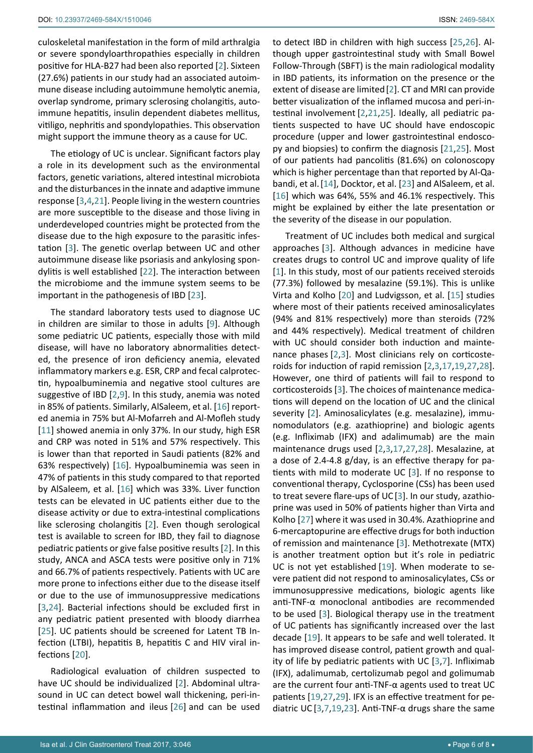culoskeletal manifestation in the form of mild arthralgia or severe spondyloarthropathies especially in children positive for HLA-B27 had been also reported [2]. Sixteen (27.6%) patients in our study had an associated autoimmune disease including autoimmune hemolytic anemia, overlap syndrome, primary sclerosing cholangitis, autoimmune hepatitis, insulin dependent diabetes mellitus, vitiligo, nephritis and spondylopathies. This observation might support the immune theory as a cause for UC.

The etiology of UC is unclear. Significant factors play a role in its development such as the environmental factors, genetic variations, altered intestinal microbiota and the disturbances in the innate and adaptive immune response [3,4,21]. People living in the western countries are more susceptible to the disease and those living in underdeveloped countries might be protected from the disease due to the high exposure to the parasitic infestation [3]. The genetic overlap between UC and other autoimmune disease like psoriasis and ankylosing spondylitis is well established [22]. The interaction between the microbiome and the immune system seems to be important in the pathogenesis of IBD [23].

The standard laboratory tests used to diagnose UC in children are similar to those in adults [9]. Although some pediatric UC patients, especially those with mild disease, will have no laboratory abnormalities detected, the presence of iron deficiency anemia, elevated inflammatory markers e.g. ESR, CRP and fecal calprotectin, hypoalbuminemia and negative stool cultures are suggestive of IBD [2,9]. In this study, anemia was noted in 85% of patients. Similarly, AlSaleem, et al. [16] reported anemia in 75% but Al-Mofarreh and Al-Mofleh study [11] showed anemia in only 37%. In our study, high ESR and CRP was noted in 51% and 57% respectively. This is lower than that reported in Saudi patients (82% and 63% respectively) [16]. Hypoalbuminemia was seen in 47% of patients in this study compared to that reported by AlSaleem, et al. [16] which was 33%. Liver function tests can be elevated in UC patients either due to the disease activity or due to extra-intestinal complications like sclerosing cholangitis [2]. Even though serological test is available to screen for IBD, they fail to diagnose pediatric patients or give false positive results [2]. In this study, ANCA and ASCA tests were positive only in 71% and 66.7% of patients respectively. Patients with UC are more prone to infections either due to the disease itself or due to the use of immunosuppressive medications [3,24]. Bacterial infections should be excluded first in any pediatric patient presented with bloody diarrhea [25]. UC patients should be screened for Latent TB Infection (LTBI), hepatitis B, hepatitis C and HIV viral infections [20].

Radiological evaluation of children suspected to have UC should be individualized [2]. Abdominal ultrasound in UC can detect bowel wall thickening, peri-intestinal inflammation and ileus [26] and can be used to detect IBD in children with high success [25,26]. Although upper gastrointestinal study with Small Bowel Follow-Through (SBFT) is the main radiological modality in IBD patients, its information on the presence or the extent of disease are limited [2]. CT and MRI can provide better visualization of the inflamed mucosa and peri-intestinal involvement [2,21,25]. Ideally, all pediatric patients suspected to have UC should have endoscopic procedure (upper and lower gastrointestinal endoscopy and biopsies) to confirm the diagnosis [21,25]. Most of our patients had pancolitis (81.6%) on colonoscopy which is higher percentage than that reported by Al-Qabandi, et al. [14], Docktor, et al. [23] and AlSaleem, et al. [16] which was 64%, 55% and 46.1% respectively. This might be explained by either the late presentation or the severity of the disease in our population.

Treatment of UC includes both medical and surgical approaches [3]. Although advances in medicine have creates drugs to control UC and improve quality of life [1]. In this study, most of our patients received steroids (77.3%) followed by mesalazine (59.1%). This is unlike Virta and Kolho [20] and Ludvigsson, et al. [15] studies where most of their patients received aminosalicylates (94% and 81% respectively) more than steroids (72% and 44% respectively). Medical treatment of children with UC should consider both induction and maintenance phases [2,3]. Most clinicians rely on corticosteroids for induction of rapid remission [2,3,17,19,27,28]. However, one third of patients will fail to respond to corticosteroids [3]. The choices of maintenance medications will depend on the location of UC and the clinical severity [2]. Aminosalicylates (e.g. mesalazine), immunomodulators (e.g. azathioprine) and biologic agents (e.g. Infliximab (IFX) and adalimumab) are the main maintenance drugs used [2,3,17,27,28]. Mesalazine, at a dose of 2.4-4.8 g/day, is an effective therapy for patients with mild to moderate UC [3]. If no response to conventional therapy, Cyclosporine (CSs) has been used to treat severe flare-ups of UC [3]. In our study, azathioprine was used in 50% of patients higher than Virta and Kolho [27] where it was used in 30.4%. Azathioprine and 6-mercaptopurine are effective drugs for both induction of remission and maintenance [3]. Methotrexate (MTX) is another treatment option but it's role in pediatric UC is not yet established [19]. When moderate to severe patient did not respond to aminosalicylates, CSs or immunosuppressive medications, biologic agents like anti-TNF-α monoclonal antibodies are recommended to be used [3]. Biological therapy use in the treatment of UC patients has significantly increased over the last decade [19]. It appears to be safe and well tolerated. It has improved disease control, patient growth and quality of life by pediatric patients with UC [3,7]. Infliximab (IFX), adalimumab, certolizumab pegol and golimumab are the current four anti-TNF-α agents used to treat UC patients [19,27,29]. IFX is an effective treatment for pediatric UC [3,7,19,23]. Anti-TNF-α drugs share the same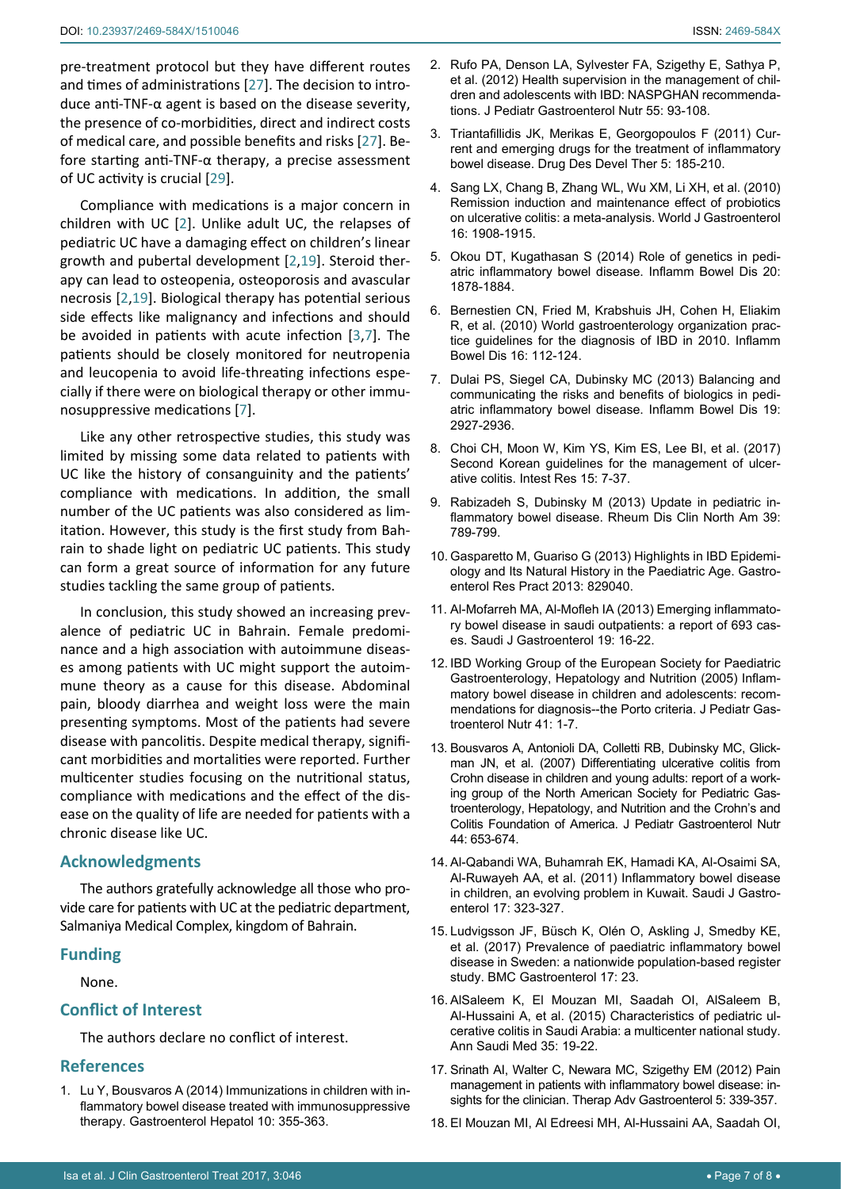pre-treatment protocol but they have different routes and times of administrations [27]. The decision to introduce anti-TNF-α agent is based on the disease severity, the presence of co-morbidities, direct and indirect costs of medical care, and possible benefits and risks [27]. Before starting anti-TNF-α therapy, a precise assessment of UC activity is crucial [29].

Compliance with medications is a major concern in children with UC [2]. Unlike adult UC, the relapses of pediatric UC have a damaging effect on children's linear growth and pubertal development [2,19]. Steroid therapy can lead to osteopenia, osteoporosis and avascular necrosis [2,19]. Biological therapy has potential serious side effects like malignancy and infections and should be avoided in patients with acute infection [3,7]. The patients should be closely monitored for neutropenia and leucopenia to avoid life-threating infections especially if there were on biological therapy or other immunosuppressive medications [7].

Like any other retrospective studies, this study was limited by missing some data related to patients with UC like the history of consanguinity and the patients' compliance with medications. In addition, the small number of the UC patients was also considered as limitation. However, this study is the first study from Bahrain to shade light on pediatric UC patients. This study can form a great source of information for any future studies tackling the same group of patients.

In conclusion, this study showed an increasing prevalence of pediatric UC in Bahrain. Female predominance and a high association with autoimmune diseases among patients with UC might support the autoimmune theory as a cause for this disease. Abdominal pain, bloody diarrhea and weight loss were the main presenting symptoms. Most of the patients had severe disease with pancolitis. Despite medical therapy, significant morbidities and mortalities were reported. Further multicenter studies focusing on the nutritional status, compliance with medications and the effect of the disease on the quality of life are needed for patients with a chronic disease like UC.

## Acknowledgments

The authors gratefully acknowledge all those who provide care for patients with UC at the pediatric department, Salmaniya Medical Complex, kingdom of Bahrain.

## Funding

None.

## Conflict of Interest

The authors declare no conflict of interest.

## References

1. Lu Y, Bousvaros A (2014) Immunizations in children with inflammatory bowel disease treated with immunosuppressive therapy. Gastroenterol Hepatol 10: 355-363.
2. Rufo PA, Denson LA, Sylvester FA, Szigethy E, Sathya P, et al. (2012) Health supervision in the management of children and adolescents with IBD: NASPGHAN recommendations. J Pediatr Gastroenterol Nutr 55: 93-108.
3. Triantafillidis JK, Merikas E, Georgopoulos F (2011) Current and emerging drugs for the treatment of inflammatory bowel disease. Drug Des Devel Ther 5: 185-210.
4. Sang LX, Chang B, Zhang WL, Wu XM, Li XH, et al. (2010) Remission induction and maintenance effect of probiotics on ulcerative colitis: a meta-analysis. World J Gastroenterol 16: 1908-1915.
5. Okou DT, Kugathasan S (2014) Role of genetics in pediatric inflammatory bowel disease. Inflamm Bowel Dis 20: 1878-1884.
6. Bernestien CN, Fried M, Krabshuis JH, Cohen H, Eliakim R, et al. (2010) World gastroenterology organization practice guidelines for the diagnosis of IBD in 2010. Inflamm Bowel Dis 16: 112-124.
7. Dulai PS, Siegel CA, Dubinsky MC (2013) Balancing and communicating the risks and benefits of biologics in pediatric inflammatory bowel disease. Inflamm Bowel Dis 19: 2927-2936.
8. Choi CH, Moon W, Kim YS, Kim ES, Lee BI, et al. (2017) Second Korean guidelines for the management of ulcerative colitis. Intest Res 15: 7-37.
9. Rabizadeh S, Dubinsky M (2013) Update in pediatric inflammatory bowel disease. Rheum Dis Clin North Am 39: 789-799.
10. Gasparetto M, Guariso G (2013) Highlights in IBD Epidemiology and Its Natural History in the Paediatric Age. Gastroenterol Res Pract 2013: 829040.
11. Al-Mofarreh MA, Al-Mofleh IA (2013) Emerging inflammatory bowel disease in saudi outpatients: a report of 693 cases. Saudi J Gastroenterol 19: 16-22.
12. IBD Working Group of the European Society for Paediatric Gastroenterology, Hepatology and Nutrition (2005) Inflammatory bowel disease in children and adolescents: recommendations for diagnosis--the Porto criteria. J Pediatr Gastroenterol Nutr 41: 1-7.
13. Bousvaros A, Antonioli DA, Colletti RB, Dubinsky MC, Glickman JN, et al. (2007) Differentiating ulcerative colitis from Crohn disease in children and young adults: report of a working group of the North American Society for Pediatric Gastroenterology, Hepatology, and Nutrition and the Crohn's and Colitis Foundation of America. J Pediatr Gastroenterol Nutr 44: 653-674.
14. Al-Qabandi WA, Buhamrah EK, Hamadi KA, Al-Osaimi SA, Al-Ruwayeh AA, et al. (2011) Inflammatory bowel disease in children, an evolving problem in Kuwait. Saudi J Gastroenterol 17: 323-327.
15. Ludvigsson JF, Büsch K, Olén O, Askling J, Smedby KE, et al. (2017) Prevalence of paediatric inflammatory bowel disease in Sweden: a nationwide population-based register study. BMC Gastroenterol 17: 23.
16. AlSaleem K, El Mouzan MI, Saadah OI, AlSaleem B, Al-Hussaini A, et al. (2015) Characteristics of pediatric ulcerative colitis in Saudi Arabia: a multicenter national study. Ann Saudi Med 35: 19-22.
17. Srinath AI, Walter C, Newara MC, Szigethy EM (2012) Pain management in patients with inflammatory bowel disease: insights for the clinician. Therap Adv Gastroenterol 5: 339-357.
18. El Mouzan MI, Al Edreesi MH, Al-Hussaini AA, Saadah OI,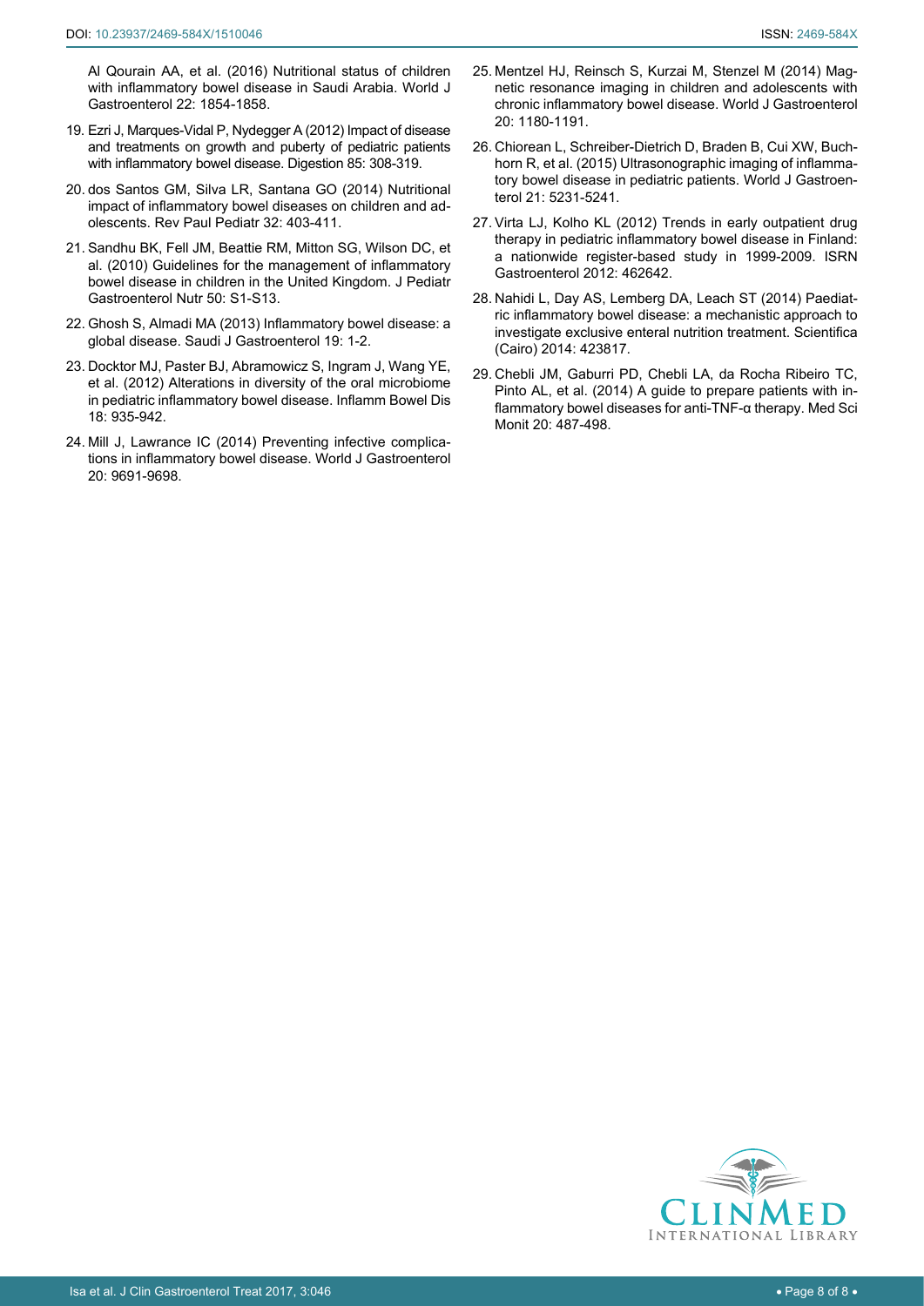Al Qourain AA, et al. (2016) Nutritional status of children with inflammatory bowel disease in Saudi Arabia. World J Gastroenterol 22: 1854-1858.

19. Ezri J, Marques-Vidal P, Nydegger A (2012) Impact of disease and treatments on growth and puberty of pediatric patients with inflammatory bowel disease. Digestion 85: 308-319.
20. dos Santos GM, Silva LR, Santana GO (2014) Nutritional impact of inflammatory bowel diseases on children and adolescents. Rev Paul Pediatr 32: 403-411.
21. Sandhu BK, Fell JM, Beattie RM, Mitton SG, Wilson DC, et al. (2010) Guidelines for the management of inflammatory bowel disease in children in the United Kingdom. J Pediatr Gastroenterol Nutr 50: S1-S13.
22. Ghosh S, Almadi MA (2013) Inflammatory bowel disease: a global disease. Saudi J Gastroenterol 19: 1-2.
23. Docktor MJ, Paster BJ, Abramowicz S, Ingram J, Wang YE, et al. (2012) Alterations in diversity of the oral microbiome in pediatric inflammatory bowel disease. Inflamm Bowel Dis 18: 935-942.
24. Mill J, Lawrance IC (2014) Preventing infective complications in inflammatory bowel disease. World J Gastroenterol 20: 9691-9698.
25. Mentzel HJ, Reinsch S, Kurzai M, Stenzel M (2014) Magnetic resonance imaging in children and adolescents with chronic inflammatory bowel disease. World J Gastroenterol 20: 1180-1191.
26. Chiorean L, Schreiber-Dietrich D, Braden B, Cui XW, Buchhorn R, et al. (2015) Ultrasonographic imaging of inflammatory bowel disease in pediatric patients. World J Gastroenterol 21: 5231-5241.
27. Virta LJ, Kolho KL (2012) Trends in early outpatient drug therapy in pediatric inflammatory bowel disease in Finland: a nationwide register-based study in 1999-2009. ISRN Gastroenterol 2012: 462642.
28. Nahidi L, Day AS, Lemberg DA, Leach ST (2014) Paediatric inflammatory bowel disease: a mechanistic approach to investigate exclusive enteral nutrition treatment. Scientifica (Cairo) 2014: 423817.
29. Chebli JM, Gaburri PD, Chebli LA, da Rocha Ribeiro TC, Pinto AL, et al. (2014) A guide to prepare patients with inflammatory bowel diseases for anti-TNF-α therapy. Med Sci Monit 20: 487-498.